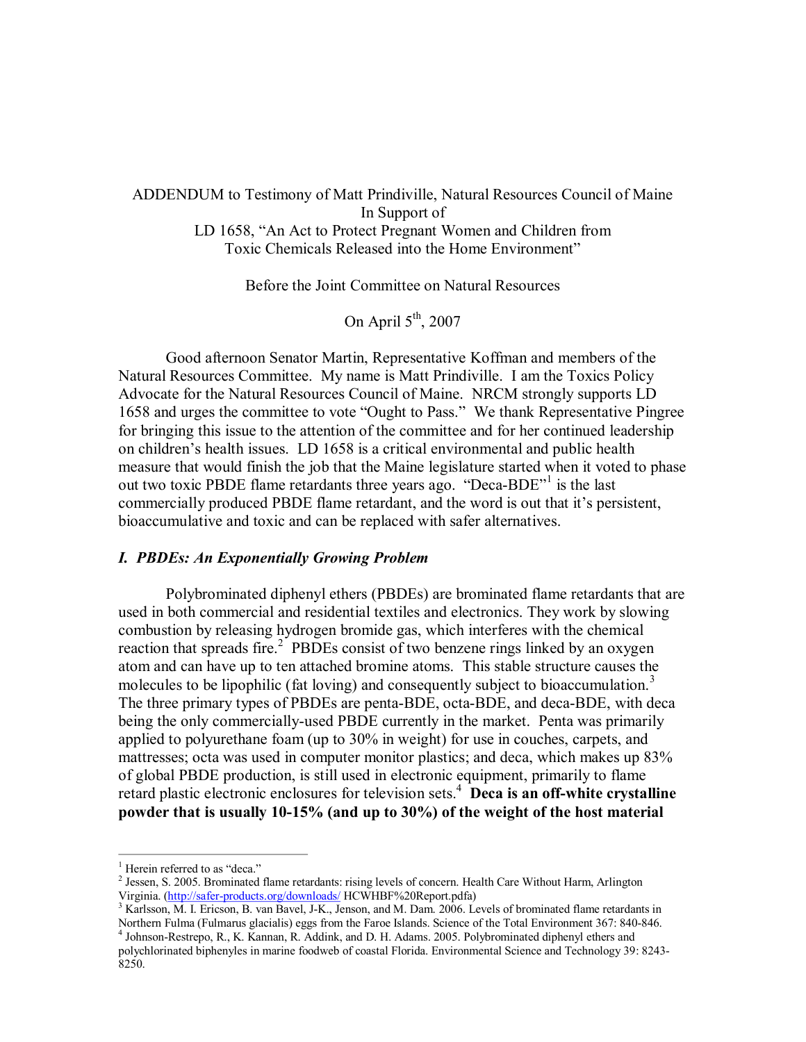ADDENDUM to Testimony of Matt Prindiville, Natural Resources Council of Maine
In Support of
LD 1658, "An Act to Protect Pregnant Women and Children from Toxic Chemicals Released into the Home Environment"

Before the Joint Committee on Natural Resources

On April 5th, 2007

Good afternoon Senator Martin, Representative Koffman and members of the Natural Resources Committee. My name is Matt Prindiville. I am the Toxics Policy Advocate for the Natural Resources Council of Maine. NRCM strongly supports LD 1658 and urges the committee to vote "Ought to Pass." We thank Representative Pingree for bringing this issue to the attention of the committee and for her continued leadership on children's health issues. LD 1658 is a critical environmental and public health measure that would finish the job that the Maine legislature started when it voted to phase out two toxic PBDE flame retardants three years ago. "Deca-BDE"[1] is the last commercially produced PBDE flame retardant, and the word is out that it's persistent, bioaccumulative and toxic and can be replaced with safer alternatives.

## *I. PBDEs: An Exponentially Growing Problem*

Polybrominated diphenyl ethers (PBDEs) are brominated flame retardants that are used in both commercial and residential textiles and electronics. They work by slowing combustion by releasing hydrogen bromide gas, which interferes with the chemical reaction that spreads fire.[2] PBDEs consist of two benzene rings linked by an oxygen atom and can have up to ten attached bromine atoms. This stable structure causes the molecules to be lipophilic (fat loving) and consequently subject to bioaccumulation.[3] The three primary types of PBDEs are penta-BDE, octa-BDE, and deca-BDE, with deca being the only commercially-used PBDE currently in the market. Penta was primarily applied to polyurethane foam (up to 30% in weight) for use in couches, carpets, and mattresses; octa was used in computer monitor plastics; and deca, which makes up 83% of global PBDE production, is still used in electronic equipment, primarily to flame retard plastic electronic enclosures for television sets.[4] **Deca is an off-white crystalline powder that is usually 10-15% (and up to 30%) of the weight of the host material**

---

[1] Herein referred to as "deca."

[2] Jessen, S. 2005. Brominated flame retardants: rising levels of concern. Health Care Without Harm, Arlington Virginia. (http://safer-products.org/downloads/ HCWHBF%20Report.pdfa)

[3] Karlsson, M. I. Ericson, B. van Bavel, J-K., Jenson, and M. Dam. 2006. Levels of brominated flame retardants in Northern Fulma (Fulmarus glacialis) eggs from the Faroe Islands. Science of the Total Environment 367: 840-846.

[4] Johnson-Restrepo, R., K. Kannan, R. Addink, and D. H. Adams. 2005. Polybrominated diphenyl ethers and polychlorinated biphenyles in marine foodweb of coastal Florida. Environmental Science and Technology 39: 8243-8250.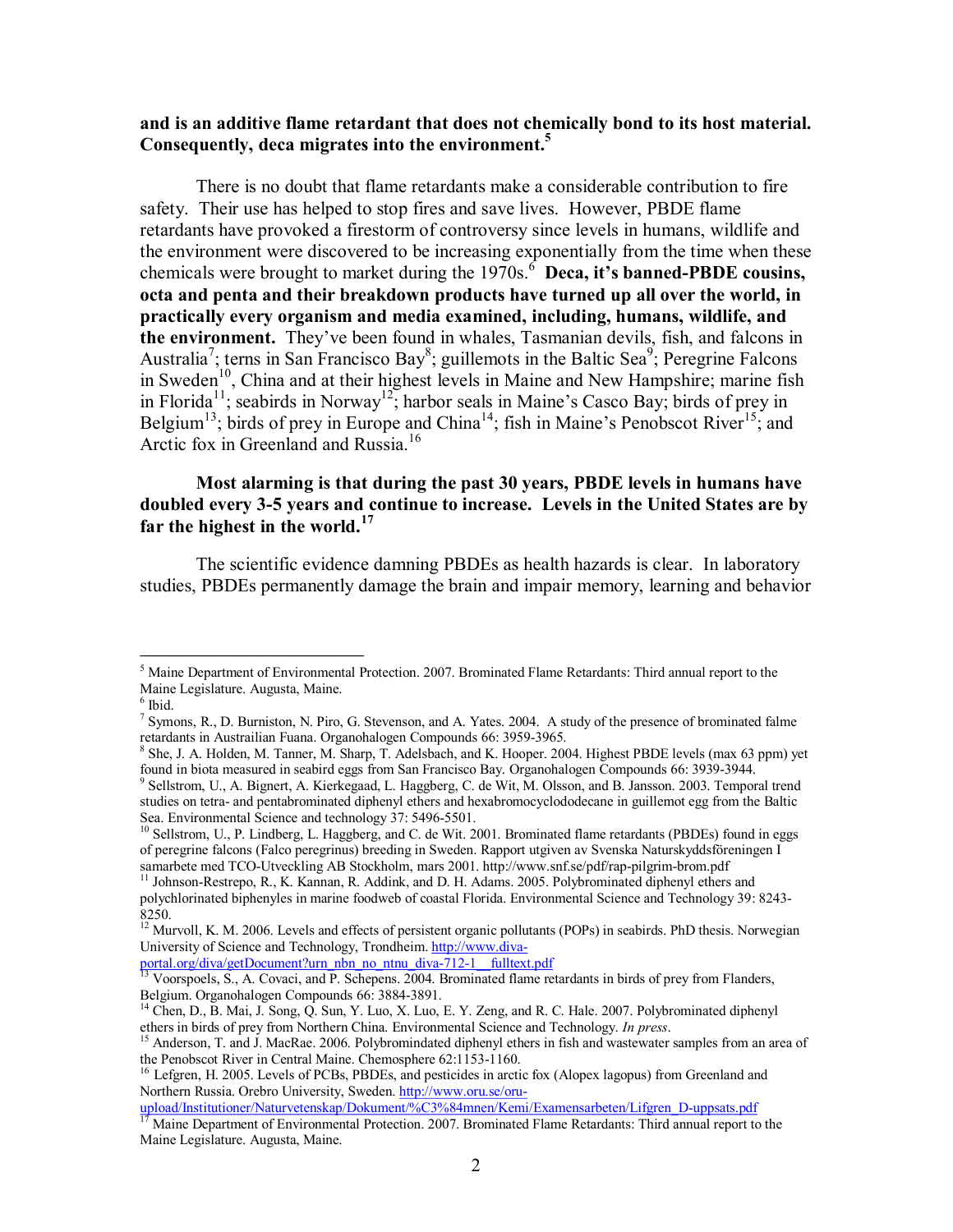**and is an additive flame retardant that does not chemically bond to its host material. Consequently, deca migrates into the environment.[5]**

There is no doubt that flame retardants make a considerable contribution to fire safety. Their use has helped to stop fires and save lives. However, PBDE flame retardants have provoked a firestorm of controversy since levels in humans, wildlife and the environment were discovered to be increasing exponentially from the time when these chemicals were brought to market during the 1970s.[6] **Deca, it's banned-PBDE cousins, octa and penta and their breakdown products have turned up all over the world, in practically every organism and media examined, including, humans, wildlife, and the environment.** They've been found in whales, Tasmanian devils, fish, and falcons in Australia[7]; terns in San Francisco Bay[8]; guillemots in the Baltic Sea[9]; Peregrine Falcons in Sweden[10], China and at their highest levels in Maine and New Hampshire; marine fish in Florida[11]; seabirds in Norway[12]; harbor seals in Maine's Casco Bay; birds of prey in Belgium[13]; birds of prey in Europe and China[14]; fish in Maine's Penobscot River[15]; and Arctic fox in Greenland and Russia.[16]

**Most alarming is that during the past 30 years, PBDE levels in humans have doubled every 3-5 years and continue to increase. Levels in the United States are by far the highest in the world.[17]**

The scientific evidence damning PBDEs as health hazards is clear. In laboratory studies, PBDEs permanently damage the brain and impair memory, learning and behavior

---

[5] Maine Department of Environmental Protection. 2007. Brominated Flame Retardants: Third annual report to the Maine Legislature. Augusta, Maine.

[6] Ibid.

[7] Symons, R., D. Burniston, N. Piro, G. Stevenson, and A. Yates. 2004. A study of the presence of brominated falme retardants in Austrailian Fuana. Organohalogen Compounds 66: 3959-3965.

[8] She, J. A. Holden, M. Tanner, M. Sharp, T. Adelsbach, and K. Hooper. 2004. Highest PBDE levels (max 63 ppm) yet found in biota measured in seabird eggs from San Francisco Bay. Organohalogen Compounds 66: 3939-3944.

[9] Sellstrom, U., A. Bignert, A. Kierkegaad, L. Haggberg, C. de Wit, M. Olsson, and B. Jansson. 2003. Temporal trend studies on tetra- and pentabrominated diphenyl ethers and hexabromocyclododecane in guillemot egg from the Baltic Sea. Environmental Science and technology 37: 5496-5501.

[10] Sellstrom, U., P. Lindberg, L. Haggberg, and C. de Wit. 2001. Brominated flame retardants (PBDEs) found in eggs of peregrine falcons (Falco peregrinus) breeding in Sweden. Rapport utgiven av Svenska Naturskyddsföreningen I samarbete med TCO-Utveckling AB Stockholm, mars 2001. http://www.snf.se/pdf/rap-pilgrim-brom.pdf

[11] Johnson-Restrepo, R., K. Kannan, R. Addink, and D. H. Adams. 2005. Polybrominated diphenyl ethers and polychlorinated biphenyles in marine foodweb of coastal Florida. Environmental Science and Technology 39: 8243-8250.

[12] Murvoll, K. M. 2006. Levels and effects of persistent organic pollutants (POPs) in seabirds. PhD thesis. Norwegian University of Science and Technology, Trondheim. http://www.diva-portal.org/diva/getDocument?urn_nbn_no_ntnu_diva-712-1__fulltext.pdf

[13] Voorspoels, S., A. Covaci, and P. Schepens. 2004. Brominated flame retardants in birds of prey from Flanders, Belgium. Organohalogen Compounds 66: 3884-3891.

[14] Chen, D., B. Mai, J. Song, Q. Sun, Y. Luo, X. Luo, E. Y. Zeng, and R. C. Hale. 2007. Polybrominated diphenyl ethers in birds of prey from Northern China. Environmental Science and Technology. *In press*.

[15] Anderson, T. and J. MacRae. 2006. Polybromindated diphenyl ethers in fish and wastewater samples from an area of the Penobscot River in Central Maine. Chemosphere 62:1153-1160.

[16] Lefgren, H. 2005. Levels of PCBs, PBDEs, and pesticides in arctic fox (Alopex lagopus) from Greenland and Northern Russia. Orebro University, Sweden. http://www.oru.se/oru-upload/Institutioner/Naturvetenskap/Dokument/%C3%84mnen/Kemi/Examensarbeten/Lifgren_D-uppsats.pdf

[17] Maine Department of Environmental Protection. 2007. Brominated Flame Retardants: Third annual report to the Maine Legislature. Augusta, Maine.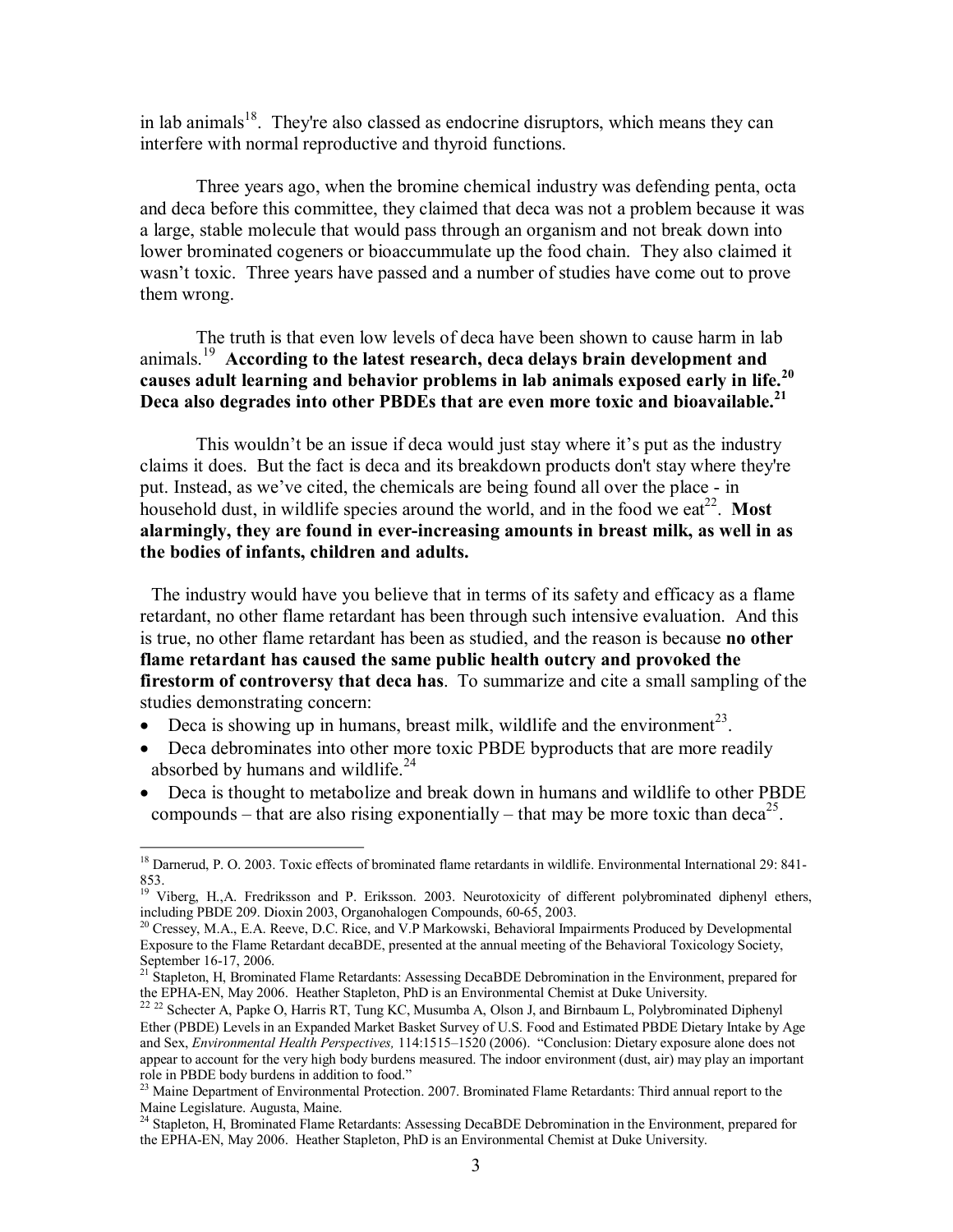in lab animals[18]. They're also classed as endocrine disruptors, which means they can interfere with normal reproductive and thyroid functions.

Three years ago, when the bromine chemical industry was defending penta, octa and deca before this committee, they claimed that deca was not a problem because it was a large, stable molecule that would pass through an organism and not break down into lower brominated cogeners or bioaccummulate up the food chain. They also claimed it wasn't toxic. Three years have passed and a number of studies have come out to prove them wrong.

The truth is that even low levels of deca have been shown to cause harm in lab animals.[19] **According to the latest research, deca delays brain development and causes adult learning and behavior problems in lab animals exposed early in life.[20] Deca also degrades into other PBDEs that are even more toxic and bioavailable.[21]**

This wouldn't be an issue if deca would just stay where it's put as the industry claims it does. But the fact is deca and its breakdown products don't stay where they're put. Instead, as we've cited, the chemicals are being found all over the place - in household dust, in wildlife species around the world, and in the food we eat[22]. **Most alarmingly, they are found in ever-increasing amounts in breast milk, as well in as the bodies of infants, children and adults.**

The industry would have you believe that in terms of its safety and efficacy as a flame retardant, no other flame retardant has been through such intensive evaluation. And this is true, no other flame retardant has been as studied, and the reason is because **no other flame retardant has caused the same public health outcry and provoked the firestorm of controversy that deca has**. To summarize and cite a small sampling of the studies demonstrating concern:

- Deca is showing up in humans, breast milk, wildlife and the environment[23].
- Deca debrominates into other more toxic PBDE byproducts that are more readily absorbed by humans and wildlife.[24]
- Deca is thought to metabolize and break down in humans and wildlife to other PBDE compounds – that are also rising exponentially – that may be more toxic than deca[25].

---

[18] Darnerud, P. O. 2003. Toxic effects of brominated flame retardants in wildlife. Environmental International 29: 841-853.

[19] Viberg, H.,A. Fredriksson and P. Eriksson. 2003. Neurotoxicity of different polybrominated diphenyl ethers, including PBDE 209. Dioxin 2003, Organohalogen Compounds, 60-65, 2003.

[20] Cressey, M.A., E.A. Reeve, D.C. Rice, and V.P Markowski, Behavioral Impairments Produced by Developmental Exposure to the Flame Retardant decaBDE, presented at the annual meeting of the Behavioral Toxicology Society, September 16-17, 2006.

[21] Stapleton, H, Brominated Flame Retardants: Assessing DecaBDE Debromination in the Environment, prepared for the EPHA-EN, May 2006. Heather Stapleton, PhD is an Environmental Chemist at Duke University.

[22] [22] Schecter A, Papke O, Harris RT, Tung KC, Musumba A, Olson J, and Birnbaum L, Polybrominated Diphenyl Ether (PBDE) Levels in an Expanded Market Basket Survey of U.S. Food and Estimated PBDE Dietary Intake by Age and Sex, *Environmental Health Perspectives,* 114:1515–1520 (2006). "Conclusion: Dietary exposure alone does not appear to account for the very high body burdens measured. The indoor environment (dust, air) may play an important role in PBDE body burdens in addition to food."

[23] Maine Department of Environmental Protection. 2007. Brominated Flame Retardants: Third annual report to the Maine Legislature. Augusta, Maine.

[24] Stapleton, H, Brominated Flame Retardants: Assessing DecaBDE Debromination in the Environment, prepared for the EPHA-EN, May 2006. Heather Stapleton, PhD is an Environmental Chemist at Duke University.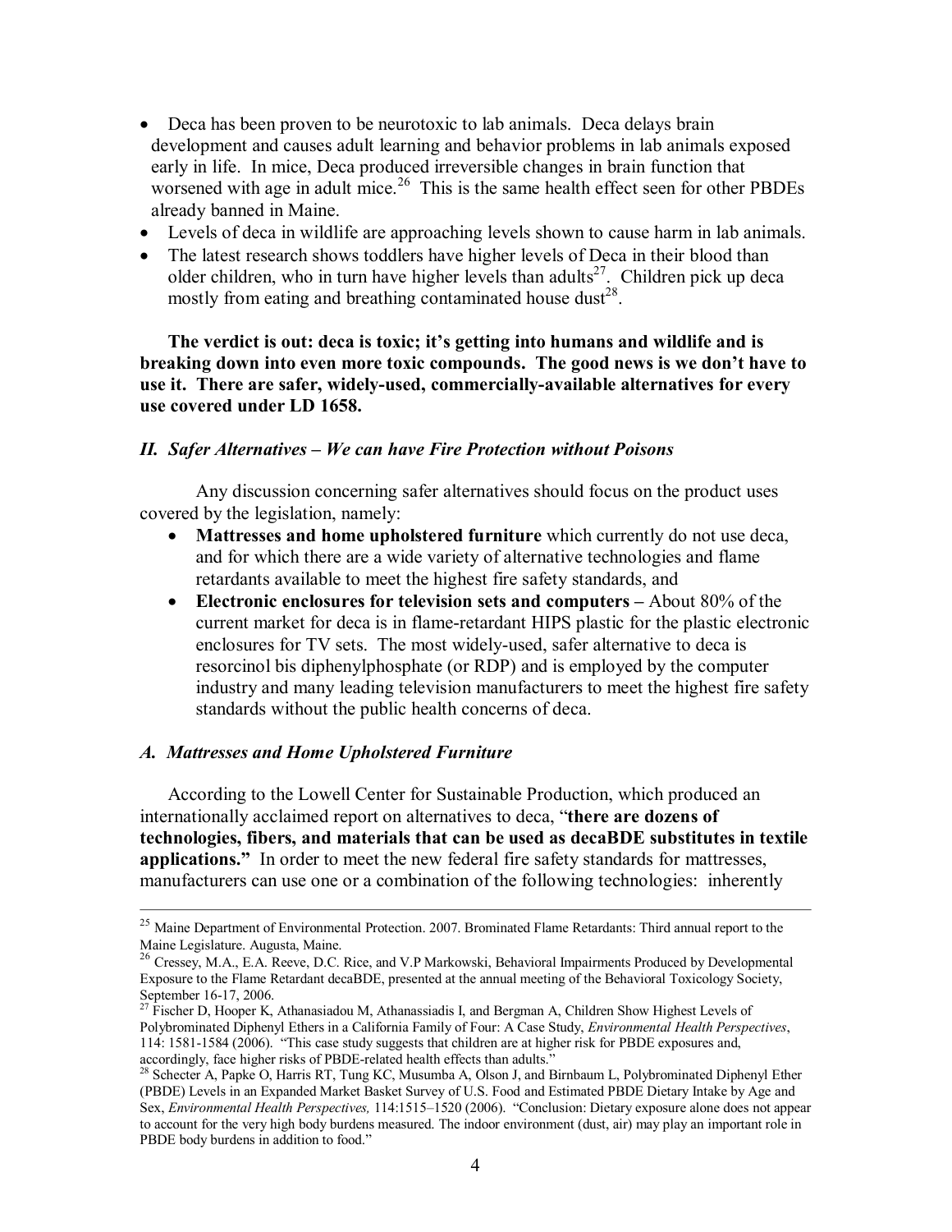- Deca has been proven to be neurotoxic to lab animals. Deca delays brain development and causes adult learning and behavior problems in lab animals exposed early in life. In mice, Deca produced irreversible changes in brain function that worsened with age in adult mice.[26] This is the same health effect seen for other PBDEs already banned in Maine.
- Levels of deca in wildlife are approaching levels shown to cause harm in lab animals.
- The latest research shows toddlers have higher levels of Deca in their blood than older children, who in turn have higher levels than adults[27]. Children pick up deca mostly from eating and breathing contaminated house dust[28].

**The verdict is out: deca is toxic; it's getting into humans and wildlife and is breaking down into even more toxic compounds. The good news is we don't have to use it. There are safer, widely-used, commercially-available alternatives for every use covered under LD 1658.**

### *II. Safer Alternatives – We can have Fire Protection without Poisons*

Any discussion concerning safer alternatives should focus on the product uses covered by the legislation, namely:

- **Mattresses and home upholstered furniture** which currently do not use deca, and for which there are a wide variety of alternative technologies and flame retardants available to meet the highest fire safety standards, and
- **Electronic enclosures for television sets and computers –** About 80% of the current market for deca is in flame-retardant HIPS plastic for the plastic electronic enclosures for TV sets. The most widely-used, safer alternative to deca is resorcinol bis diphenylphosphate (or RDP) and is employed by the computer industry and many leading television manufacturers to meet the highest fire safety standards without the public health concerns of deca.

### *A. Mattresses and Home Upholstered Furniture*

According to the Lowell Center for Sustainable Production, which produced an internationally acclaimed report on alternatives to deca, "**there are dozens of technologies, fibers, and materials that can be used as decaBDE substitutes in textile applications.**" In order to meet the new federal fire safety standards for mattresses, manufacturers can use one or a combination of the following technologies: inherently

---

[25] Maine Department of Environmental Protection. 2007. Brominated Flame Retardants: Third annual report to the Maine Legislature. Augusta, Maine.

[26] Cressey, M.A., E.A. Reeve, D.C. Rice, and V.P Markowski, Behavioral Impairments Produced by Developmental Exposure to the Flame Retardant decaBDE, presented at the annual meeting of the Behavioral Toxicology Society, September 16-17, 2006.

[27] Fischer D, Hooper K, Athanasiadou M, Athanassiadis I, and Bergman A, Children Show Highest Levels of Polybrominated Diphenyl Ethers in a California Family of Four: A Case Study, *Environmental Health Perspectives*, 114: 1581-1584 (2006). "This case study suggests that children are at higher risk for PBDE exposures and, accordingly, face higher risks of PBDE-related health effects than adults."

[28] Schecter A, Papke O, Harris RT, Tung KC, Musumba A, Olson J, and Birnbaum L, Polybrominated Diphenyl Ether (PBDE) Levels in an Expanded Market Basket Survey of U.S. Food and Estimated PBDE Dietary Intake by Age and Sex, *Environmental Health Perspectives,* 114:1515–1520 (2006). "Conclusion: Dietary exposure alone does not appear to account for the very high body burdens measured. The indoor environment (dust, air) may play an important role in PBDE body burdens in addition to food."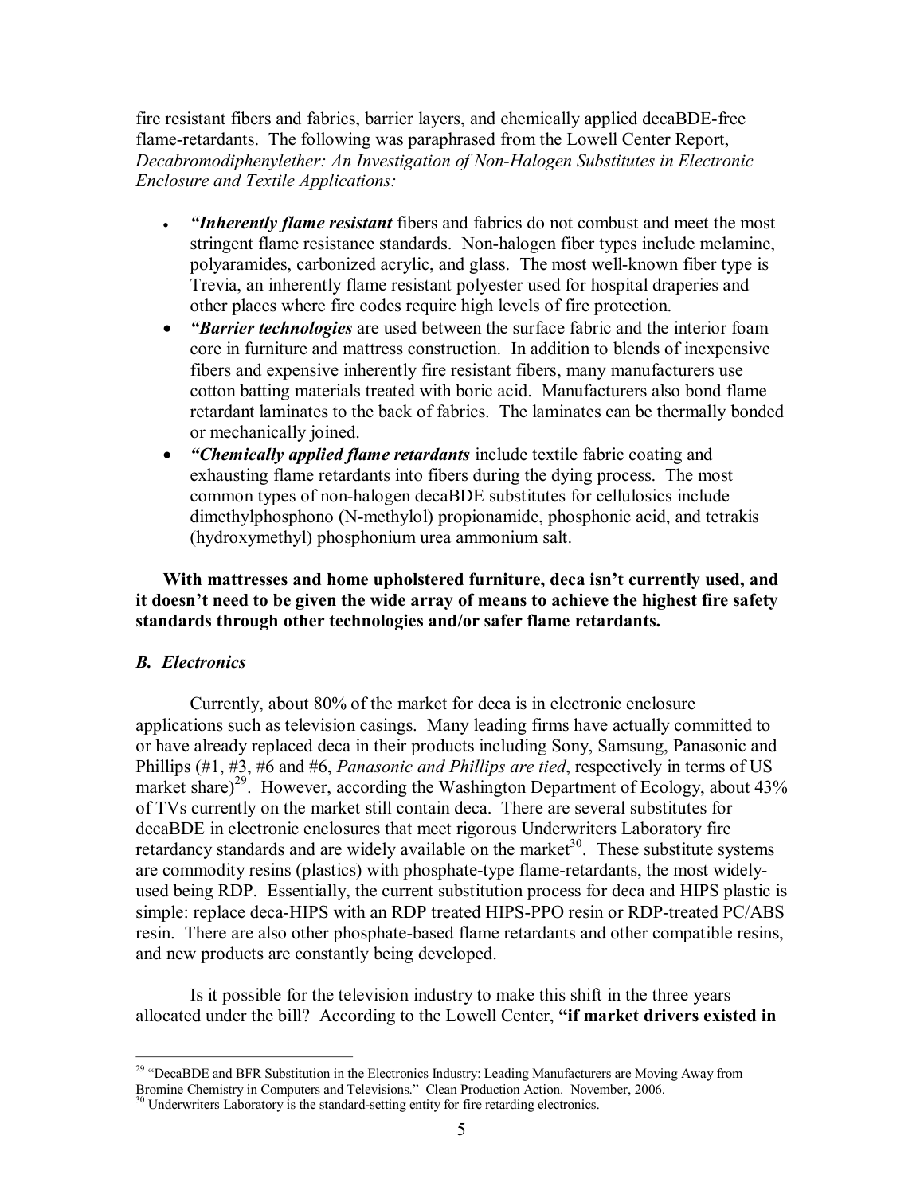fire resistant fibers and fabrics, barrier layers, and chemically applied decaBDE-free flame-retardants. The following was paraphrased from the Lowell Center Report, *Decabromodiphenylether: An Investigation of Non-Halogen Substitutes in Electronic Enclosure and Textile Applications:*

- ***"Inherently flame resistant*** fibers and fabrics do not combust and meet the most stringent flame resistance standards. Non-halogen fiber types include melamine, polyaramides, carbonized acrylic, and glass. The most well-known fiber type is Trevia, an inherently flame resistant polyester used for hospital draperies and other places where fire codes require high levels of fire protection.
- ***"Barrier technologies*** are used between the surface fabric and the interior foam core in furniture and mattress construction. In addition to blends of inexpensive fibers and expensive inherently fire resistant fibers, many manufacturers use cotton batting materials treated with boric acid. Manufacturers also bond flame retardant laminates to the back of fabrics. The laminates can be thermally bonded or mechanically joined.
- ***"Chemically applied flame retardants*** include textile fabric coating and exhausting flame retardants into fibers during the dying process. The most common types of non-halogen decaBDE substitutes for cellulosics include dimethylphosphono (N-methylol) propionamide, phosphonic acid, and tetrakis (hydroxymethyl) phosphonium urea ammonium salt.

**With mattresses and home upholstered furniture, deca isn't currently used, and it doesn't need to be given the wide array of means to achieve the highest fire safety standards through other technologies and/or safer flame retardants.**

### *B. Electronics*

Currently, about 80% of the market for deca is in electronic enclosure applications such as television casings. Many leading firms have actually committed to or have already replaced deca in their products including Sony, Samsung, Panasonic and Phillips (#1, #3, #6 and #6, *Panasonic and Phillips are tied*, respectively in terms of US market share)[29]. However, according the Washington Department of Ecology, about 43% of TVs currently on the market still contain deca. There are several substitutes for decaBDE in electronic enclosures that meet rigorous Underwriters Laboratory fire retardancy standards and are widely available on the market[30]. These substitute systems are commodity resins (plastics) with phosphate-type flame-retardants, the most widely-used being RDP. Essentially, the current substitution process for deca and HIPS plastic is simple: replace deca-HIPS with an RDP treated HIPS-PPO resin or RDP-treated PC/ABS resin. There are also other phosphate-based flame retardants and other compatible resins, and new products are constantly being developed.

Is it possible for the television industry to make this shift in the three years allocated under the bill? According to the Lowell Center, **"if market drivers existed in**

[29] "DecaBDE and BFR Substitution in the Electronics Industry: Leading Manufacturers are Moving Away from Bromine Chemistry in Computers and Televisions." Clean Production Action. November, 2006.

[30] Underwriters Laboratory is the standard-setting entity for fire retarding electronics.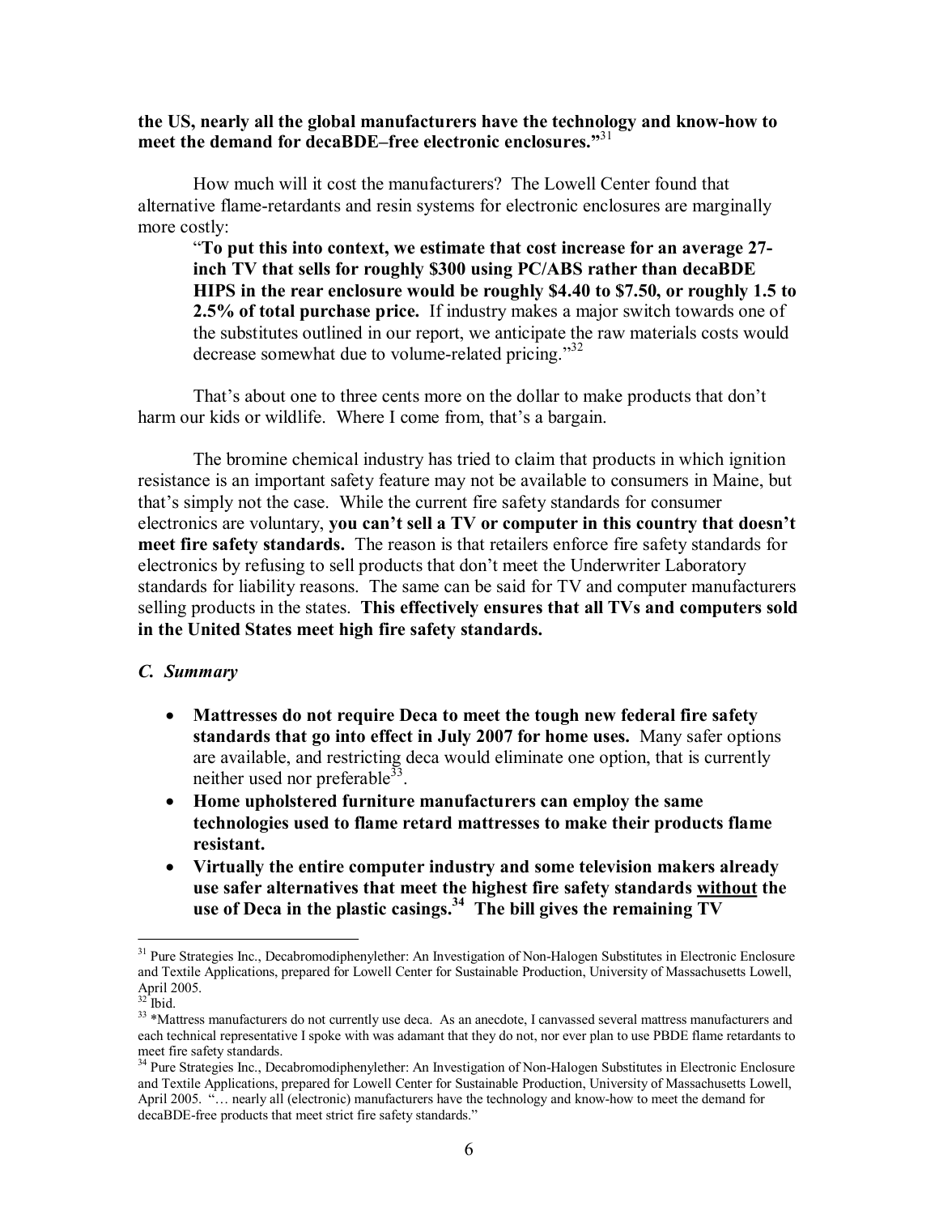**the US, nearly all the global manufacturers have the technology and know-how to meet the demand for decaBDE–free electronic enclosures."**[31]

How much will it cost the manufacturers? The Lowell Center found that alternative flame-retardants and resin systems for electronic enclosures are marginally more costly:

> "**To put this into context, we estimate that cost increase for an average 27-inch TV that sells for roughly $300 using PC/ABS rather than decaBDE HIPS in the rear enclosure would be roughly $4.40 to $7.50, or roughly 1.5 to 2.5% of total purchase price.** If industry makes a major switch towards one of the substitutes outlined in our report, we anticipate the raw materials costs would decrease somewhat due to volume-related pricing."[32]

That's about one to three cents more on the dollar to make products that don't harm our kids or wildlife. Where I come from, that's a bargain.

The bromine chemical industry has tried to claim that products in which ignition resistance is an important safety feature may not be available to consumers in Maine, but that's simply not the case. While the current fire safety standards for consumer electronics are voluntary, **you can't sell a TV or computer in this country that doesn't meet fire safety standards.** The reason is that retailers enforce fire safety standards for electronics by refusing to sell products that don't meet the Underwriter Laboratory standards for liability reasons. The same can be said for TV and computer manufacturers selling products in the states. **This effectively ensures that all TVs and computers sold in the United States meet high fire safety standards.**

### *C. Summary*

- **Mattresses do not require Deca to meet the tough new federal fire safety standards that go into effect in July 2007 for home uses.** Many safer options are available, and restricting deca would eliminate one option, that is currently neither used nor preferable[33].
- **Home upholstered furniture manufacturers can employ the same technologies used to flame retard mattresses to make their products flame resistant.**
- **Virtually the entire computer industry and some television makers already use safer alternatives that meet the highest fire safety standards <u>without</u> the use of Deca in the plastic casings.[34] The bill gives the remaining TV**

---

[31] Pure Strategies Inc., Decabromodiphenylether: An Investigation of Non-Halogen Substitutes in Electronic Enclosure and Textile Applications, prepared for Lowell Center for Sustainable Production, University of Massachusetts Lowell, April 2005.

[32] Ibid.

[33] *Mattress manufacturers do not currently use deca. As an anecdote, I canvassed several mattress manufacturers and each technical representative I spoke with was adamant that they do not, nor ever plan to use PBDE flame retardants to meet fire safety standards.

[34] Pure Strategies Inc., Decabromodiphenylether: An Investigation of Non-Halogen Substitutes in Electronic Enclosure and Textile Applications, prepared for Lowell Center for Sustainable Production, University of Massachusetts Lowell, April 2005. "… nearly all (electronic) manufacturers have the technology and know-how to meet the demand for decaBDE-free products that meet strict fire safety standards."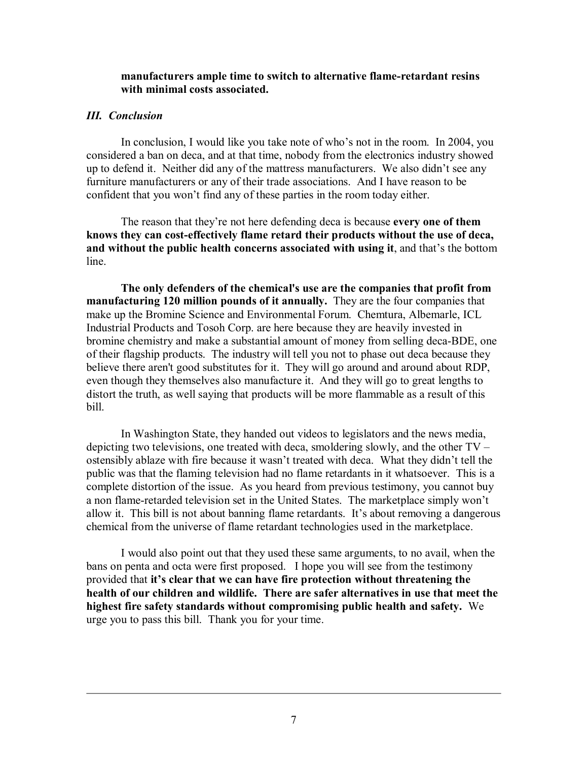**manufacturers ample time to switch to alternative flame-retardant resins with minimal costs associated.**

### *III. Conclusion*

In conclusion, I would like you take note of who's not in the room. In 2004, you considered a ban on deca, and at that time, nobody from the electronics industry showed up to defend it. Neither did any of the mattress manufacturers. We also didn't see any furniture manufacturers or any of their trade associations. And I have reason to be confident that you won't find any of these parties in the room today either.

The reason that they're not here defending deca is because **every one of them knows they can cost-effectively flame retard their products without the use of deca, and without the public health concerns associated with using it**, and that's the bottom line.

**The only defenders of the chemical's use are the companies that profit from manufacturing 120 million pounds of it annually.** They are the four companies that make up the Bromine Science and Environmental Forum. Chemtura, Albemarle, ICL Industrial Products and Tosoh Corp. are here because they are heavily invested in bromine chemistry and make a substantial amount of money from selling deca-BDE, one of their flagship products. The industry will tell you not to phase out deca because they believe there aren't good substitutes for it. They will go around and around about RDP, even though they themselves also manufacture it. And they will go to great lengths to distort the truth, as well saying that products will be more flammable as a result of this bill.

In Washington State, they handed out videos to legislators and the news media, depicting two televisions, one treated with deca, smoldering slowly, and the other TV – ostensibly ablaze with fire because it wasn't treated with deca. What they didn't tell the public was that the flaming television had no flame retardants in it whatsoever. This is a complete distortion of the issue. As you heard from previous testimony, you cannot buy a non flame-retarded television set in the United States. The marketplace simply won't allow it. This bill is not about banning flame retardants. It's about removing a dangerous chemical from the universe of flame retardant technologies used in the marketplace.

I would also point out that they used these same arguments, to no avail, when the bans on penta and octa were first proposed. I hope you will see from the testimony provided that **it's clear that we can have fire protection without threatening the health of our children and wildlife. There are safer alternatives in use that meet the highest fire safety standards without compromising public health and safety.** We urge you to pass this bill. Thank you for your time.